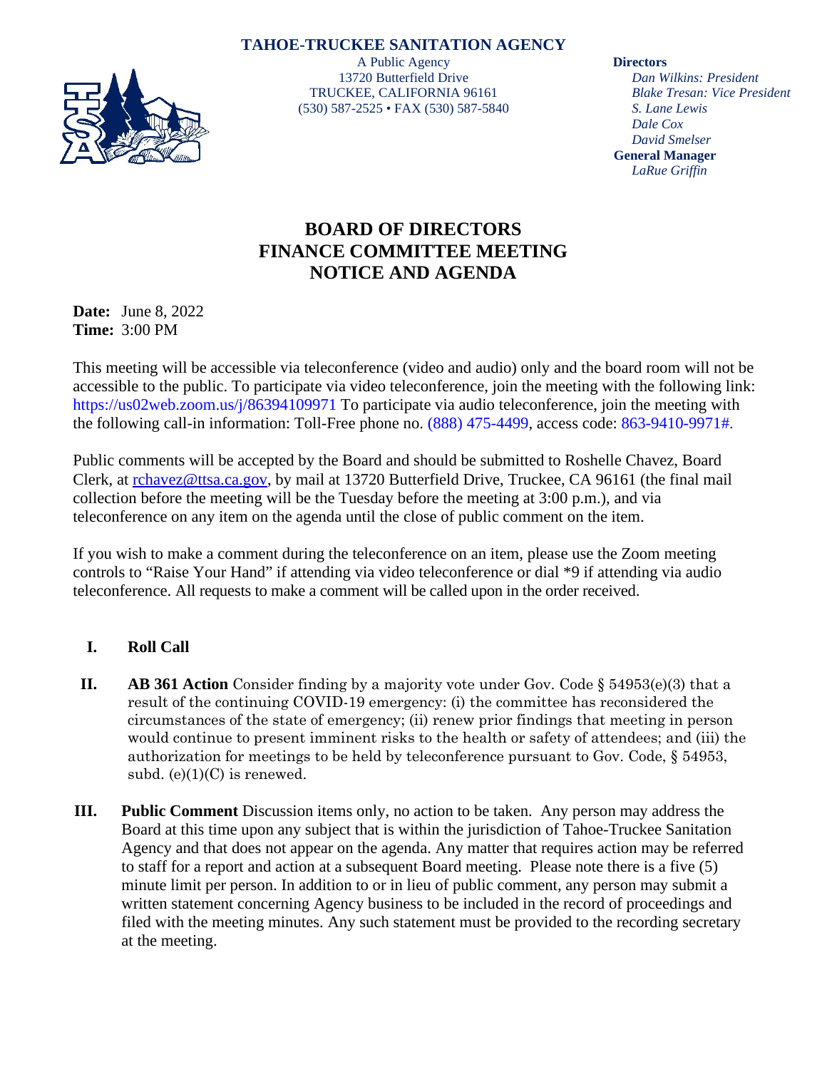**TAHOE-TRUCKEE SANITATION AGENCY**

A Public Agency
13720 Butterfield Drive
TRUCKEE, CALIFORNIA 96161
(530) 587-2525 • FAX (530) 587-5840

**Directors**
*Dan Wilkins: President*
*Blake Tresan: Vice President*
*S. Lane Lewis*
*Dale Cox*
*David Smelser*
**General Manager**
*LaRue Griffin*

# BOARD OF DIRECTORS FINANCE COMMITTEE MEETING NOTICE AND AGENDA

**Date:** June 8, 2022
**Time:** 3:00 PM

This meeting will be accessible via teleconference (video and audio) only and the board room will not be accessible to the public. To participate via video teleconference, join the meeting with the following link: https://us02web.zoom.us/j/86394109971 To participate via audio teleconference, join the meeting with the following call-in information: Toll-Free phone no. (888) 475-4499, access code: 863-9410-9971#.

Public comments will be accepted by the Board and should be submitted to Roshelle Chavez, Board Clerk, at rchavez@ttsa.ca.gov, by mail at 13720 Butterfield Drive, Truckee, CA 96161 (the final mail collection before the meeting will be the Tuesday before the meeting at 3:00 p.m.), and via teleconference on any item on the agenda until the close of public comment on the item.

If you wish to make a comment during the teleconference on an item, please use the Zoom meeting controls to "Raise Your Hand" if attending via video teleconference or dial *9 if attending via audio teleconference. All requests to make a comment will be called upon in the order received.

**I. Roll Call**

**II. AB 361 Action** Consider finding by a majority vote under Gov. Code § 54953(e)(3) that a result of the continuing COVID-19 emergency: (i) the committee has reconsidered the circumstances of the state of emergency; (ii) renew prior findings that meeting in person would continue to present imminent risks to the health or safety of attendees; and (iii) the authorization for meetings to be held by teleconference pursuant to Gov. Code, § 54953, subd. (e)(1)(C) is renewed.

**III. Public Comment** Discussion items only, no action to be taken. Any person may address the Board at this time upon any subject that is within the jurisdiction of Tahoe-Truckee Sanitation Agency and that does not appear on the agenda. Any matter that requires action may be referred to staff for a report and action at a subsequent Board meeting. Please note there is a five (5) minute limit per person. In addition to or in lieu of public comment, any person may submit a written statement concerning Agency business to be included in the record of proceedings and filed with the meeting minutes. Any such statement must be provided to the recording secretary at the meeting.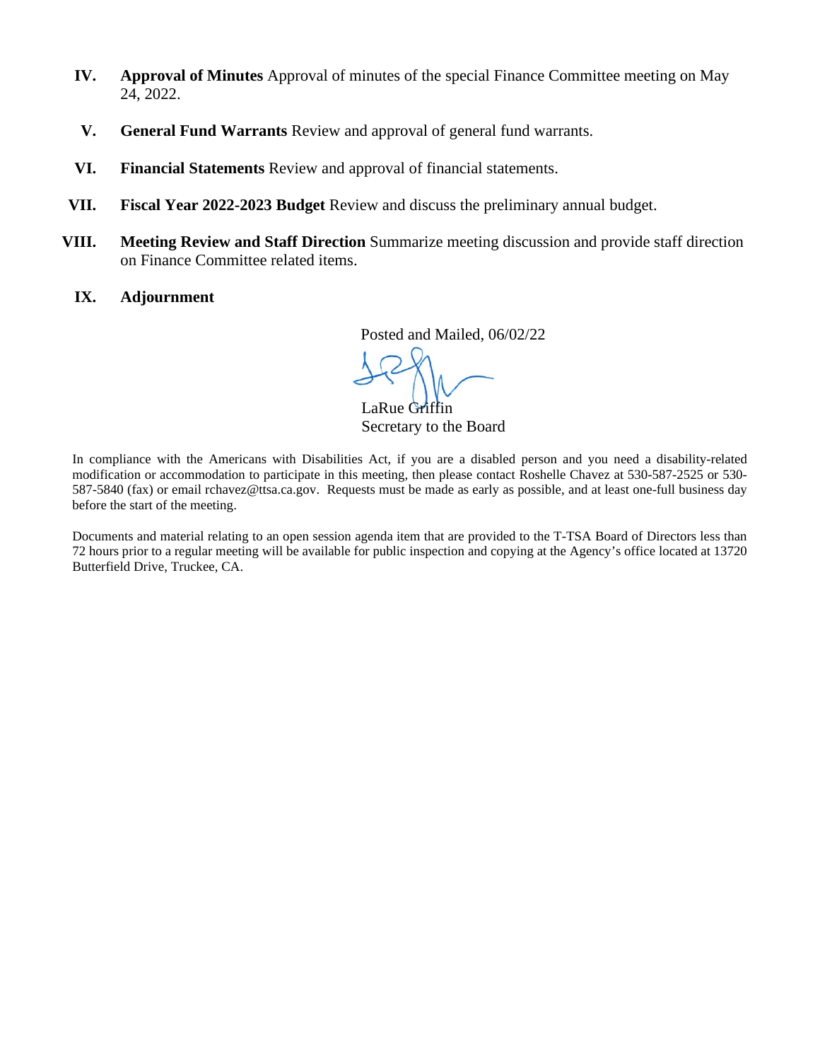IV. **Approval of Minutes** Approval of minutes of the special Finance Committee meeting on May 24, 2022.

V. **General Fund Warrants** Review and approval of general fund warrants.

VI. **Financial Statements** Review and approval of financial statements.

VII. **Fiscal Year 2022-2023 Budget** Review and discuss the preliminary annual budget.

VIII. **Meeting Review and Staff Direction** Summarize meeting discussion and provide staff direction on Finance Committee related items.

IX. **Adjournment**

Posted and Mailed, 06/02/22

LaRue Griffin
Secretary to the Board

In compliance with the Americans with Disabilities Act, if you are a disabled person and you need a disability-related modification or accommodation to participate in this meeting, then please contact Roshelle Chavez at 530-587-2525 or 530-587-5840 (fax) or email rchavez@ttsa.ca.gov. Requests must be made as early as possible, and at least one-full business day before the start of the meeting.

Documents and material relating to an open session agenda item that are provided to the T-TSA Board of Directors less than 72 hours prior to a regular meeting will be available for public inspection and copying at the Agency's office located at 13720 Butterfield Drive, Truckee, CA.